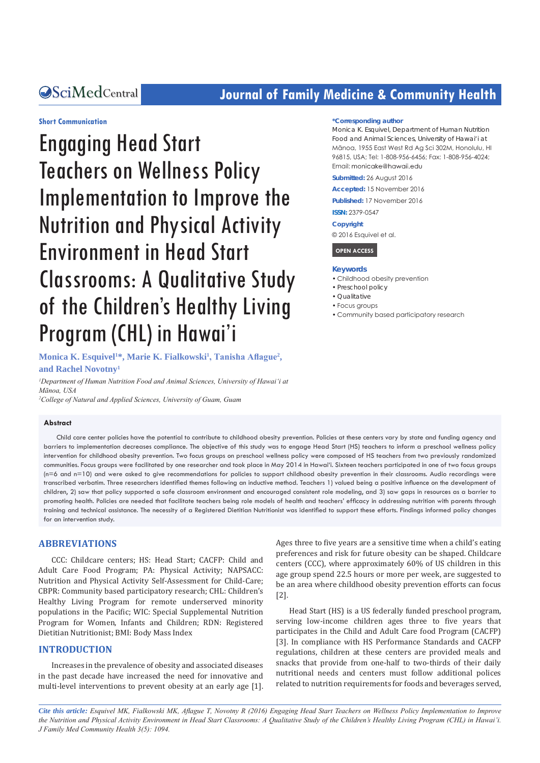Short Communication

# Engaging Head Start Teachers on Wellness Policy Implementation to Improve the Nutrition and Physical Activity Environment in Head Start Classrooms: A Qualitative Study of the Children's Healthy Living Program (CHL) in Hawai'i

**Monica K. Esquivel[1]*, Marie K. Fialkowski[1], Tanisha Aflague[2], and Rachel Novotny[1]**

*[1]Department of Human Nutrition Food and Animal Sciences, University of Hawai'i at Mānoa, USA*
*[2]College of Natural and Applied Sciences, University of Guam, Guam*

**\*Corresponding author**
Monica K. Esquivel, Department of Human Nutrition Food and Animal Sciences, University of Hawai'i at Mānoa, 1955 East West Rd Ag Sci 302M, Honolulu, HI 96815, USA; Tel: 1-808-956-6456; Fax: 1-808-956-4024; Email: monicake@hawaii.edu

**Submitted:** 26 August 2016
**Accepted:** 15 November 2016
**Published:** 17 November 2016
**ISSN:** 2379-0547

**Copyright**
© 2016 Esquivel et al.

OPEN ACCESS

**Keywords**
- Childhood obesity prevention
- Preschool policy
- Qualitative
- Focus groups
- Community based participatory research

## Abstract

Child care center policies have the potential to contribute to childhood obesity prevention. Policies at these centers vary by state and funding agency and barriers to implementation decreases compliance. The objective of this study was to engage Head Start (HS) teachers to inform a preschool wellness policy intervention for childhood obesity prevention. Two focus groups on preschool wellness policy were composed of HS teachers from two previously randomized communities. Focus groups were facilitated by one researcher and took place in May 2014 in Hawai'i. Sixteen teachers participated in one of two focus groups (n=6 and n=10) and were asked to give recommendations for policies to support childhood obesity prevention in their classrooms. Audio recordings were transcribed verbatim. Three researchers identified themes following an inductive method. Teachers 1) valued being a positive influence on the development of children, 2) saw that policy supported a safe classroom environment and encouraged consistent role modeling, and 3) saw gaps in resources as a barrier to promoting health. Policies are needed that facilitate teachers being role models of health and teachers' efficacy in addressing nutrition with parents through training and technical assistance. The necessity of a Registered Dietitian Nutritionist was identified to support these efforts. Findings informed policy changes for an intervention study.

## ABBREVIATIONS

CCC: Childcare centers; HS: Head Start; CACFP: Child and Adult Care Food Program; PA: Physical Activity; NAPSACC: Nutrition and Physical Activity Self-Assessment for Child-Care; CBPR: Community based participatory research; CHL: Children's Healthy Living Program for remote underserved minority populations in the Pacific; WIC: Special Supplemental Nutrition Program for Women, Infants and Children; RDN: Registered Dietitian Nutritionist; BMI: Body Mass Index

## INTRODUCTION

Increases in the prevalence of obesity and associated diseases in the past decade have increased the need for innovative and multi-level interventions to prevent obesity at an early age [1]. Ages three to five years are a sensitive time when a child's eating preferences and risk for future obesity can be shaped. Childcare centers (CCC), where approximately 60% of US children in this age group spend 22.5 hours or more per week, are suggested to be an area where childhood obesity prevention efforts can focus [2].

Head Start (HS) is a US federally funded preschool program, serving low-income children ages three to five years that participates in the Child and Adult Care food Program (CACFP) [3]. In compliance with HS Performance Standards and CACFP regulations, children at these centers are provided meals and snacks that provide from one-half to two-thirds of their daily nutritional needs and centers must follow additional polices related to nutrition requirements for foods and beverages served,

*Cite this article: Esquivel MK, Fialkowski MK, Aflague T, Novotny R (2016) Engaging Head Start Teachers on Wellness Policy Implementation to Improve the Nutrition and Physical Activity Environment in Head Start Classrooms: A Qualitative Study of the Children's Healthy Living Program (CHL) in Hawai'i. J Family Med Community Health 3(5): 1094.*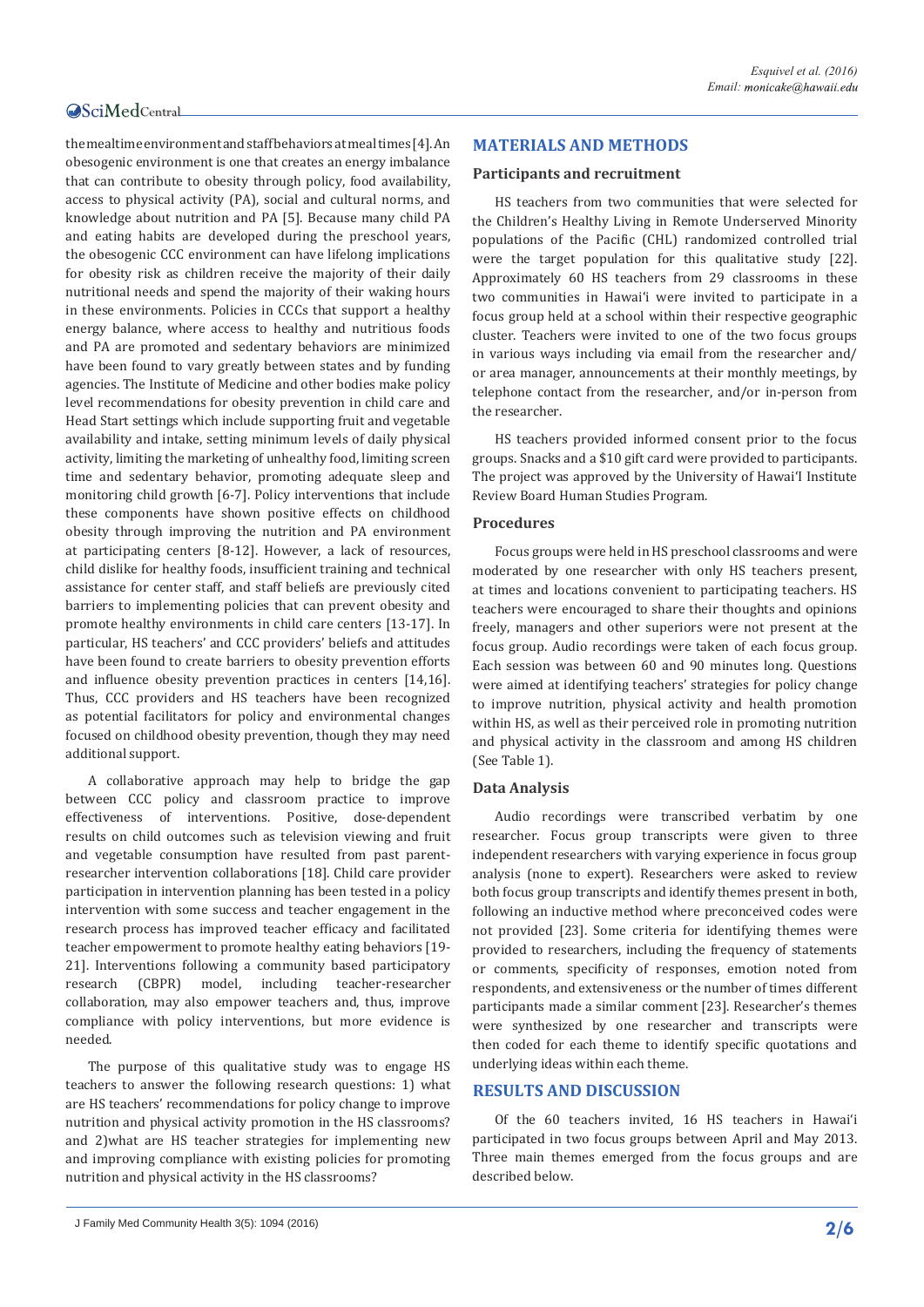the mealtime environment and staff behaviors at meal times [4]. An obesogenic environment is one that creates an energy imbalance that can contribute to obesity through policy, food availability, access to physical activity (PA), social and cultural norms, and knowledge about nutrition and PA [5]. Because many child PA and eating habits are developed during the preschool years, the obesogenic CCC environment can have lifelong implications for obesity risk as children receive the majority of their daily nutritional needs and spend the majority of their waking hours in these environments. Policies in CCCs that support a healthy energy balance, where access to healthy and nutritious foods and PA are promoted and sedentary behaviors are minimized have been found to vary greatly between states and by funding agencies. The Institute of Medicine and other bodies make policy level recommendations for obesity prevention in child care and Head Start settings which include supporting fruit and vegetable availability and intake, setting minimum levels of daily physical activity, limiting the marketing of unhealthy food, limiting screen time and sedentary behavior, promoting adequate sleep and monitoring child growth [6-7]. Policy interventions that include these components have shown positive effects on childhood obesity through improving the nutrition and PA environment at participating centers [8-12]. However, a lack of resources, child dislike for healthy foods, insufficient training and technical assistance for center staff, and staff beliefs are previously cited barriers to implementing policies that can prevent obesity and promote healthy environments in child care centers [13-17]. In particular, HS teachers' and CCC providers' beliefs and attitudes have been found to create barriers to obesity prevention efforts and influence obesity prevention practices in centers [14,16]. Thus, CCC providers and HS teachers have been recognized as potential facilitators for policy and environmental changes focused on childhood obesity prevention, though they may need additional support.

A collaborative approach may help to bridge the gap between CCC policy and classroom practice to improve effectiveness of interventions. Positive, dose-dependent results on child outcomes such as television viewing and fruit and vegetable consumption have resulted from past parent-researcher intervention collaborations [18]. Child care provider participation in intervention planning has been tested in a policy intervention with some success and teacher engagement in the research process has improved teacher efficacy and facilitated teacher empowerment to promote healthy eating behaviors [19-21]. Interventions following a community based participatory research (CBPR) model, including teacher-researcher collaboration, may also empower teachers and, thus, improve compliance with policy interventions, but more evidence is needed.

The purpose of this qualitative study was to engage HS teachers to answer the following research questions: 1) what are HS teachers' recommendations for policy change to improve nutrition and physical activity promotion in the HS classrooms? and 2)what are HS teacher strategies for implementing new and improving compliance with existing policies for promoting nutrition and physical activity in the HS classrooms?

## MATERIALS AND METHODS

### Participants and recruitment

HS teachers from two communities that were selected for the Children's Healthy Living in Remote Underserved Minority populations of the Pacific (CHL) randomized controlled trial were the target population for this qualitative study [22]. Approximately 60 HS teachers from 29 classrooms in these two communities in Hawai'i were invited to participate in a focus group held at a school within their respective geographic cluster. Teachers were invited to one of the two focus groups in various ways including via email from the researcher and/or area manager, announcements at their monthly meetings, by telephone contact from the researcher, and/or in-person from the researcher.

HS teachers provided informed consent prior to the focus groups. Snacks and a $10 gift card were provided to participants. The project was approved by the University of Hawai'I Institute Review Board Human Studies Program.

### Procedures

Focus groups were held in HS preschool classrooms and were moderated by one researcher with only HS teachers present, at times and locations convenient to participating teachers. HS teachers were encouraged to share their thoughts and opinions freely, managers and other superiors were not present at the focus group. Audio recordings were taken of each focus group. Each session was between 60 and 90 minutes long. Questions were aimed at identifying teachers' strategies for policy change to improve nutrition, physical activity and health promotion within HS, as well as their perceived role in promoting nutrition and physical activity in the classroom and among HS children (See Table 1).

### Data Analysis

Audio recordings were transcribed verbatim by one researcher. Focus group transcripts were given to three independent researchers with varying experience in focus group analysis (none to expert). Researchers were asked to review both focus group transcripts and identify themes present in both, following an inductive method where preconceived codes were not provided [23]. Some criteria for identifying themes were provided to researchers, including the frequency of statements or comments, specificity of responses, emotion noted from respondents, and extensiveness or the number of times different participants made a similar comment [23]. Researcher's themes were synthesized by one researcher and transcripts were then coded for each theme to identify specific quotations and underlying ideas within each theme.

## RESULTS AND DISCUSSION

Of the 60 teachers invited, 16 HS teachers in Hawai'i participated in two focus groups between April and May 2013. Three main themes emerged from the focus groups and are described below.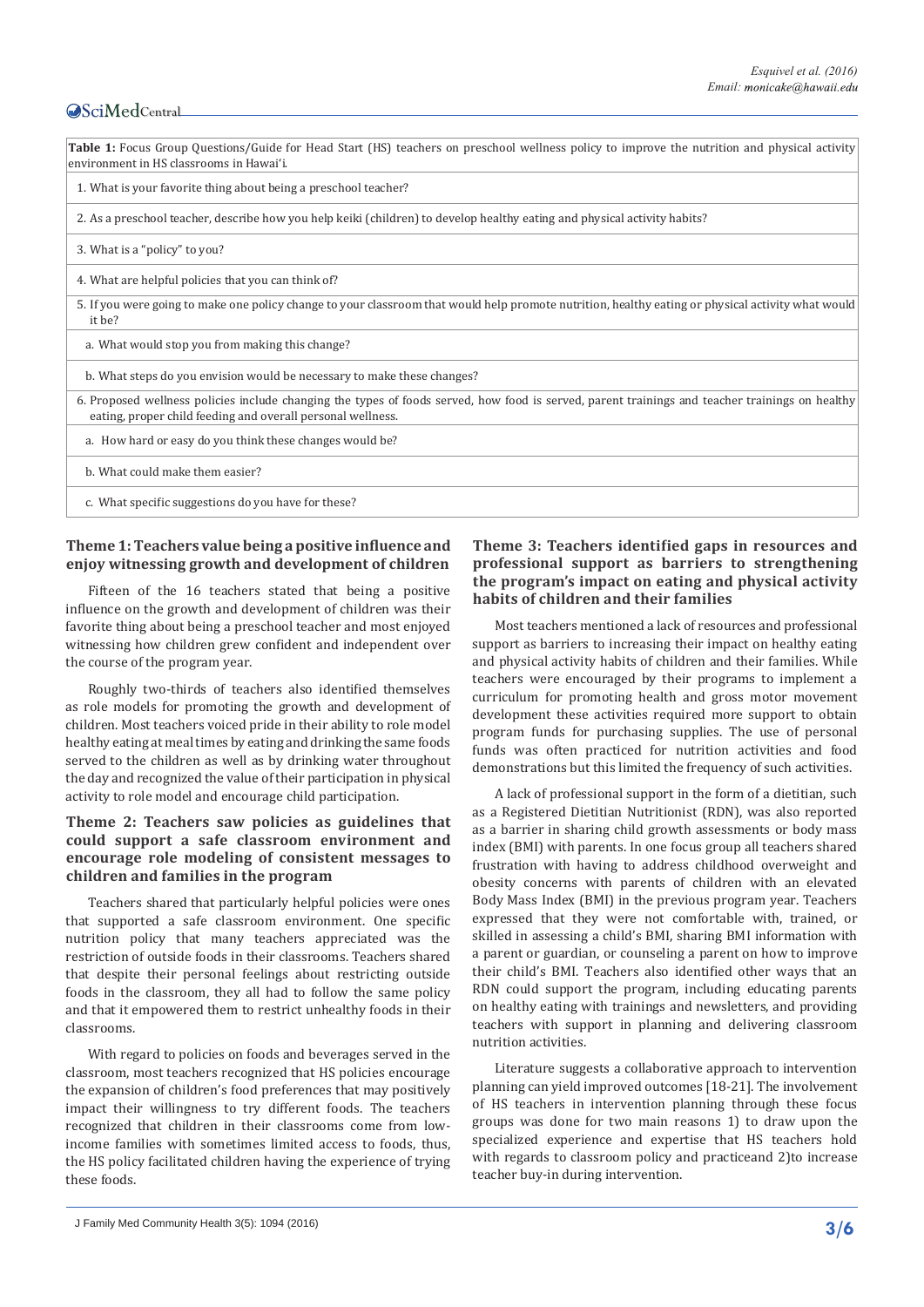**Table 1:** Focus Group Questions/Guide for Head Start (HS) teachers on preschool wellness policy to improve the nutrition and physical activity environment in HS classrooms in Hawai'i.

| |
|---|
| 1. What is your favorite thing about being a preschool teacher? |
| 2. As a preschool teacher, describe how you help keiki (children) to develop healthy eating and physical activity habits? |
| 3. What is a "policy" to you? |
| 4. What are helpful policies that you can think of? |
| 5. If you were going to make one policy change to your classroom that would help promote nutrition, healthy eating or physical activity what would it be? |
| a. What would stop you from making this change? |
| b. What steps do you envision would be necessary to make these changes? |
| 6. Proposed wellness policies include changing the types of foods served, how food is served, parent trainings and teacher trainings on healthy eating, proper child feeding and overall personal wellness. |
| a. How hard or easy do you think these changes would be? |
| b. What could make them easier? |
| c. What specific suggestions do you have for these? |

### Theme 1: Teachers value being a positive influence and enjoy witnessing growth and development of children

Fifteen of the 16 teachers stated that being a positive influence on the growth and development of children was their favorite thing about being a preschool teacher and most enjoyed witnessing how children grew confident and independent over the course of the program year.

Roughly two-thirds of teachers also identified themselves as role models for promoting the growth and development of children. Most teachers voiced pride in their ability to role model healthy eating at meal times by eating and drinking the same foods served to the children as well as by drinking water throughout the day and recognized the value of their participation in physical activity to role model and encourage child participation.

### Theme 2: Teachers saw policies as guidelines that could support a safe classroom environment and encourage role modeling of consistent messages to children and families in the program

Teachers shared that particularly helpful policies were ones that supported a safe classroom environment. One specific nutrition policy that many teachers appreciated was the restriction of outside foods in their classrooms. Teachers shared that despite their personal feelings about restricting outside foods in the classroom, they all had to follow the same policy and that it empowered them to restrict unhealthy foods in their classrooms.

With regard to policies on foods and beverages served in the classroom, most teachers recognized that HS policies encourage the expansion of children's food preferences that may positively impact their willingness to try different foods. The teachers recognized that children in their classrooms come from low-income families with sometimes limited access to foods, thus, the HS policy facilitated children having the experience of trying these foods.

### Theme 3: Teachers identified gaps in resources and professional support as barriers to strengthening the program's impact on eating and physical activity habits of children and their families

Most teachers mentioned a lack of resources and professional support as barriers to increasing their impact on healthy eating and physical activity habits of children and their families. While teachers were encouraged by their programs to implement a curriculum for promoting health and gross motor movement development these activities required more support to obtain program funds for purchasing supplies. The use of personal funds was often practiced for nutrition activities and food demonstrations but this limited the frequency of such activities.

A lack of professional support in the form of a dietitian, such as a Registered Dietitian Nutritionist (RDN), was also reported as a barrier in sharing child growth assessments or body mass index (BMI) with parents. In one focus group all teachers shared frustration with having to address childhood overweight and obesity concerns with parents of children with an elevated Body Mass Index (BMI) in the previous program year. Teachers expressed that they were not comfortable with, trained, or skilled in assessing a child's BMI, sharing BMI information with a parent or guardian, or counseling a parent on how to improve their child's BMI. Teachers also identified other ways that an RDN could support the program, including educating parents on healthy eating with trainings and newsletters, and providing teachers with support in planning and delivering classroom nutrition activities.

Literature suggests a collaborative approach to intervention planning can yield improved outcomes [18-21]. The involvement of HS teachers in intervention planning through these focus groups was done for two main reasons 1) to draw upon the specialized experience and expertise that HS teachers hold with regards to classroom policy and practiceand 2)to increase teacher buy-in during intervention.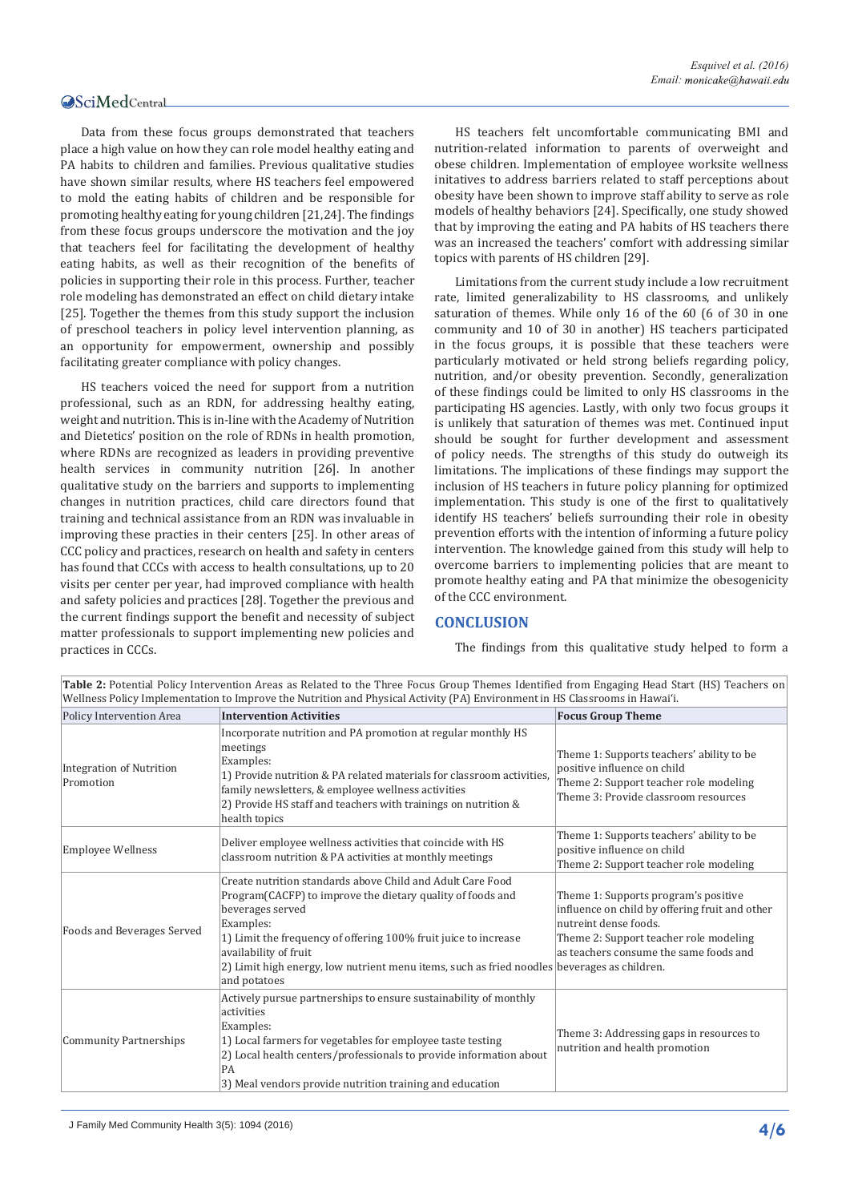Data from these focus groups demonstrated that teachers place a high value on how they can role model healthy eating and PA habits to children and families. Previous qualitative studies have shown similar results, where HS teachers feel empowered to mold the eating habits of children and be responsible for promoting healthy eating for young children [21,24]. The findings from these focus groups underscore the motivation and the joy that teachers feel for facilitating the development of healthy eating habits, as well as their recognition of the benefits of policies in supporting their role in this process. Further, teacher role modeling has demonstrated an effect on child dietary intake [25]. Together the themes from this study support the inclusion of preschool teachers in policy level intervention planning, as an opportunity for empowerment, ownership and possibly facilitating greater compliance with policy changes.

HS teachers voiced the need for support from a nutrition professional, such as an RDN, for addressing healthy eating, weight and nutrition. This is in-line with the Academy of Nutrition and Dietetics' position on the role of RDNs in health promotion, where RDNs are recognized as leaders in providing preventive health services in community nutrition [26]. In another qualitative study on the barriers and supports to implementing changes in nutrition practices, child care directors found that training and technical assistance from an RDN was invaluable in improving these practies in their centers [25]. In other areas of CCC policy and practices, research on health and safety in centers has found that CCCs with access to health consultations, up to 20 visits per center per year, had improved compliance with health and safety policies and practices [28]. Together the previous and the current findings support the benefit and necessity of subject matter professionals to support implementing new policies and practices in CCCs.

HS teachers felt uncomfortable communicating BMI and nutrition-related information to parents of overweight and obese children. Implementation of employee worksite wellness initatives to address barriers related to staff perceptions about obesity have been shown to improve staff ability to serve as role models of healthy behaviors [24]. Specifically, one study showed that by improving the eating and PA habits of HS teachers there was an increased the teachers' comfort with addressing similar topics with parents of HS children [29].

Limitations from the current study include a low recruitment rate, limited generalizability to HS classrooms, and unlikely saturation of themes. While only 16 of the 60 (6 of 30 in one community and 10 of 30 in another) HS teachers participated in the focus groups, it is possible that these teachers were particularly motivated or held strong beliefs regarding policy, nutrition, and/or obesity prevention. Secondly, generalization of these findings could be limited to only HS classrooms in the participating HS agencies. Lastly, with only two focus groups it is unlikely that saturation of themes was met. Continued input should be sought for further development and assessment of policy needs. The strengths of this study do outweigh its limitations. The implications of these findings may support the inclusion of HS teachers in future policy planning for optimized implementation. This study is one of the first to qualitatively identify HS teachers' beliefs surrounding their role in obesity prevention efforts with the intention of informing a future policy intervention. The knowledge gained from this study will help to overcome barriers to implementing policies that are meant to promote healthy eating and PA that minimize the obesogenicity of the CCC environment.

## CONCLUSION

The findings from this qualitative study helped to form a

**Table 2:** Potential Policy Intervention Areas as Related to the Three Focus Group Themes Identified from Engaging Head Start (HS) Teachers on Wellness Policy Implementation to Improve the Nutrition and Physical Activity (PA) Environment in HS Classrooms in Hawai'i.

| Policy Intervention Area | Intervention Activities | Focus Group Theme |
|---|---|---|
| Integration of Nutrition Promotion | Incorporate nutrition and PA promotion at regular monthly HS meetings<br>Examples:<br>1) Provide nutrition & PA related materials for classroom activities, family newsletters, & employee wellness activities<br>2) Provide HS staff and teachers with trainings on nutrition & health topics | Theme 1: Supports teachers' ability to be positive influence on child<br>Theme 2: Support teacher role modeling<br>Theme 3: Provide classroom resources |
| Employee Wellness | Deliver employee wellness activities that coincide with HS classroom nutrition & PA activities at monthly meetings | Theme 1: Supports teachers' ability to be positive influence on child<br>Theme 2: Support teacher role modeling |
| Foods and Beverages Served | Create nutrition standards above Child and Adult Care Food Program(CACFP) to improve the dietary quality of foods and beverages served<br>Examples:<br>1) Limit the frequency of offering 100% fruit juice to increase availability of fruit<br>2) Limit high energy, low nutrient menu items, such as fried noodles and potatoes | Theme 1: Supports program's positive influence on child by offering fruit and other nutreint dense foods.<br>Theme 2: Support teacher role modeling as teachers consume the same foods and beverages as children. |
| Community Partnerships | Actively pursue partnerships to ensure sustainability of monthly activities<br>Examples:<br>1) Local farmers for vegetables for employee taste testing<br>2) Local health centers/professionals to provide information about PA<br>3) Meal vendors provide nutrition training and education | Theme 3: Addressing gaps in resources to nutrition and health promotion |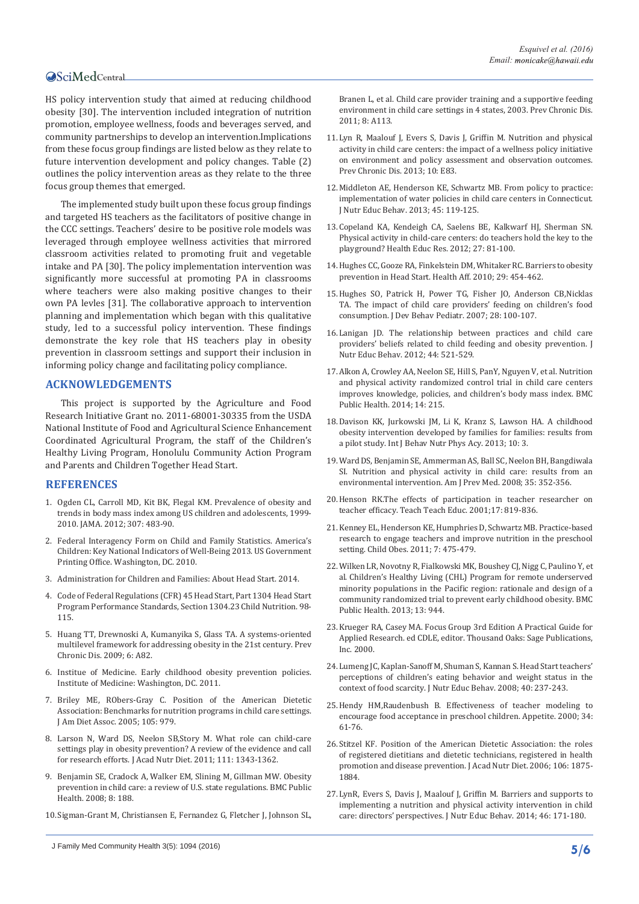HS policy intervention study that aimed at reducing childhood obesity [30]. The intervention included integration of nutrition promotion, employee wellness, foods and beverages served, and community partnerships to develop an intervention.Implications from these focus group findings are listed below as they relate to future intervention development and policy changes. Table (2) outlines the policy intervention areas as they relate to the three focus group themes that emerged.

The implemented study built upon these focus group findings and targeted HS teachers as the facilitators of positive change in the CCC settings. Teachers' desire to be positive role models was leveraged through employee wellness activities that mirrored classroom activities related to promoting fruit and vegetable intake and PA [30]. The policy implementation intervention was significantly more successful at promoting PA in classrooms where teachers were also making positive changes to their own PA levles [31]. The collaborative approach to intervention planning and implementation which began with this qualitative study, led to a successful policy intervention. These findings demonstrate the key role that HS teachers play in obesity prevention in classroom settings and support their inclusion in informing policy change and facilitating policy compliance.

## ACKNOWLEDGEMENTS

This project is supported by the Agriculture and Food Research Initiative Grant no. 2011-68001-30335 from the USDA National Institute of Food and Agricultural Science Enhancement Coordinated Agricultural Program, the staff of the Children's Healthy Living Program, Honolulu Community Action Program and Parents and Children Together Head Start.

## REFERENCES

1. Ogden CL, Carroll MD, Kit BK, Flegal KM. Prevalence of obesity and trends in body mass index among US children and adolescents, 1999-2010. JAMA. 2012; 307: 483-90.
2. Federal Interagency Form on Child and Family Statistics. America's Children: Key National Indicators of Well-Being 2013. US Government Printing Office. Washington, DC. 2010.
3. Administration for Children and Families: About Head Start. 2014.
4. Code of Federal Regulations (CFR) 45 Head Start, Part 1304 Head Start Program Performance Standards, Section 1304.23 Child Nutrition. 98-115.
5. Huang TT, Drewnoski A, Kumanyika S, Glass TA. A systems-oriented multilevel framework for addressing obesity in the 21st century. Prev Chronic Dis. 2009; 6: A82.
6. Institue of Medicine. Early childhood obesity prevention policies. Institute of Medicine: Washington, DC. 2011.
7. Briley ME, RObers-Gray C. Position of the American Dietetic Association: Benchmarks for nutrition programs in child care settings. J Am Diet Assoc. 2005; 105: 979.
8. Larson N, Ward DS, Neelon SB,Story M. What role can child-care settings play in obesity prevention? A review of the evidence and call for research efforts. J Acad Nutr Diet. 2011; 111: 1343-1362.
9. Benjamin SE, Cradock A, Walker EM, Slining M, Gillman MW. Obesity prevention in child care: a review of U.S. state regulations. BMC Public Health. 2008; 8: 188.
10. Sigman-Grant M, Christiansen E, Fernandez G, Fletcher J, Johnson SL, Branen L, et al. Child care provider training and a supportive feeding environment in child care settings in 4 states, 2003. Prev Chronic Dis. 2011; 8: A113.
11. Lyn R, Maalouf J, Evers S, Davis J, Griffin M. Nutrition and physical activity in child care centers: the impact of a wellness policy initiative on environment and policy assessment and observation outcomes. Prev Chronic Dis. 2013; 10: E83.
12. Middleton AE, Henderson KE, Schwartz MB. From policy to practice: implementation of water policies in child care centers in Connecticut. J Nutr Educ Behav. 2013; 45: 119-125.
13. Copeland KA, Kendeigh CA, Saelens BE, Kalkwarf HJ, Sherman SN. Physical activity in child-care centers: do teachers hold the key to the playground? Health Educ Res. 2012; 27: 81-100.
14. Hughes CC, Gooze RA, Finkelstein DM, Whitaker RC. Barriers to obesity prevention in Head Start. Health Aff. 2010; 29: 454-462.
15. Hughes SO, Patrick H, Power TG, Fisher JO, Anderson CB,Nicklas TA. The impact of child care providers' feeding on children's food consumption. J Dev Behav Pediatr. 2007; 28: 100-107.
16. Lanigan JD. The relationship between practices and child care providers' beliefs related to child feeding and obesity prevention. J Nutr Educ Behav. 2012; 44: 521-529.
17. Alkon A, Crowley AA, Neelon SE, Hill S, PanY, Nguyen V, et al. Nutrition and physical activity randomized control trial in child care centers improves knowledge, policies, and children's body mass index. BMC Public Health. 2014; 14: 215.
18. Davison KK, Jurkowski JM, Li K, Kranz S, Lawson HA. A childhood obesity intervention developed by families for families: results from a pilot study. Int J Behav Nutr Phys Acy. 2013; 10: 3.
19. Ward DS, Benjamin SE, Ammerman AS, Ball SC, Neelon BH, Bangdiwala SI. Nutrition and physical activity in child care: results from an environmental intervention. Am J Prev Med. 2008; 35: 352-356.
20. Henson RK.The effects of participation in teacher researcher on teacher efficacy. Teach Teach Educ. 2001;17: 819-836.
21. Kenney EL, Henderson KE, Humphries D, Schwartz MB. Practice-based research to engage teachers and improve nutrition in the preschool setting. Child Obes. 2011; 7: 475-479.
22. Wilken LR, Novotny R, Fialkowski MK, Boushey CJ, Nigg C, Paulino Y, et al. Children's Healthy Living (CHL) Program for remote underserved minority populations in the Pacific region: rationale and design of a community randomized trial to prevent early childhood obesity. BMC Public Health. 2013; 13: 944.
23. Krueger RA, Casey MA. Focus Group 3rd Edition A Practical Guide for Applied Research. ed CDLE, editor. Thousand Oaks: Sage Publications, Inc. 2000.
24. Lumeng JC, Kaplan-Sanoff M, Shuman S, Kannan S. Head Start teachers' perceptions of children's eating behavior and weight status in the context of food scarcity. J Nutr Educ Behav. 2008; 40: 237-243.
25. Hendy HM,Raudenbush B. Effectiveness of teacher modeling to encourage food acceptance in preschool children. Appetite. 2000; 34: 61-76.
26. Stitzel KF. Position of the American Dietetic Association: the roles of registered dietitians and dietetic technicians, registered in health promotion and disease prevention. J Acad Nutr Diet. 2006; 106: 1875-1884.
27. LynR, Evers S, Davis J, Maalouf J, Griffin M. Barriers and supports to implementing a nutrition and physical activity intervention in child care: directors' perspectives. J Nutr Educ Behav. 2014; 46: 171-180.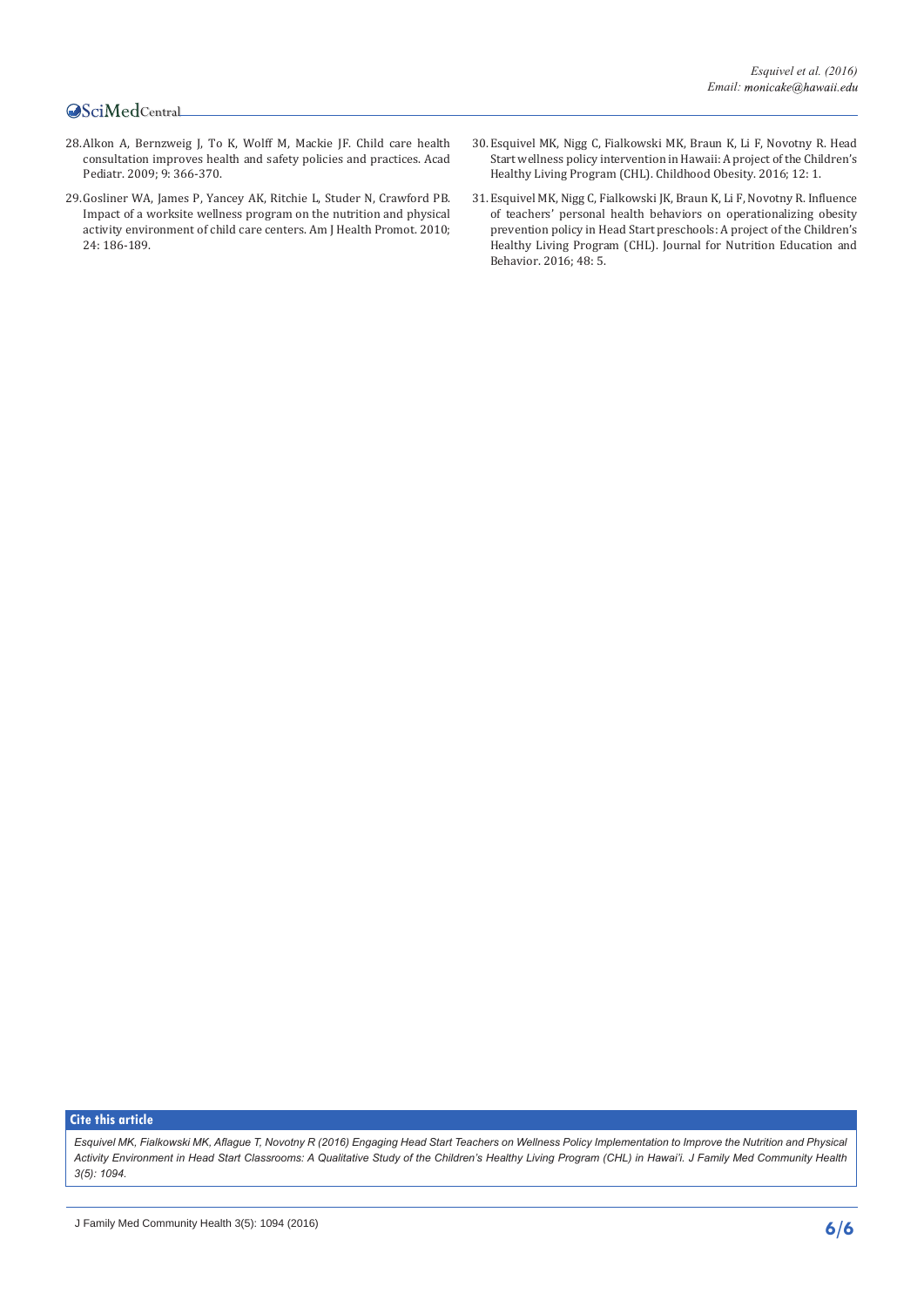28. Alkon A, Bernzweig J, To K, Wolff M, Mackie JF. Child care health consultation improves health and safety policies and practices. Acad Pediatr. 2009; 9: 366-370.

29. Gosliner WA, James P, Yancey AK, Ritchie L, Studer N, Crawford PB. Impact of a worksite wellness program on the nutrition and physical activity environment of child care centers. Am J Health Promot. 2010; 24: 186-189.

30. Esquivel MK, Nigg C, Fialkowski MK, Braun K, Li F, Novotny R. Head Start wellness policy intervention in Hawaii: A project of the Children's Healthy Living Program (CHL). Childhood Obesity. 2016; 12: 1.

31. Esquivel MK, Nigg C, Fialkowski JK, Braun K, Li F, Novotny R. Influence of teachers' personal health behaviors on operationalizing obesity prevention policy in Head Start preschools: A project of the Children's Healthy Living Program (CHL). Journal for Nutrition Education and Behavior. 2016; 48: 5.

**Cite this article**

*Esquivel MK, Fialkowski MK, Aflague T, Novotny R (2016) Engaging Head Start Teachers on Wellness Policy Implementation to Improve the Nutrition and Physical Activity Environment in Head Start Classrooms: A Qualitative Study of the Children's Healthy Living Program (CHL) in Hawai'i. J Family Med Community Health 3(5): 1094.*